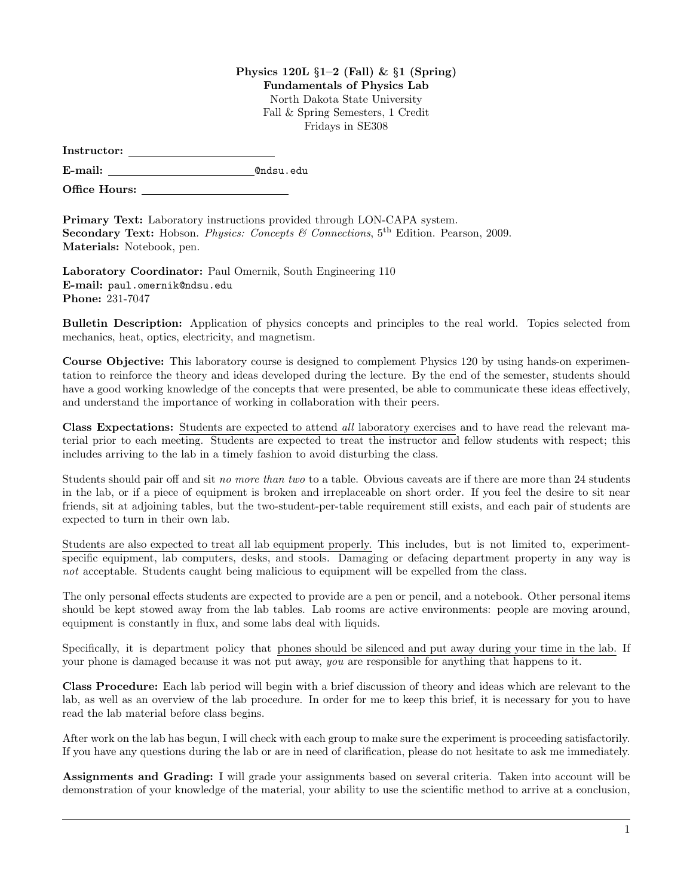**Physics 120L §1–2 (Fall) & §1 (Spring)**
**Fundamentals of Physics Lab**
North Dakota State University
Fall & Spring Semesters, 1 Credit
Fridays in SE308

**Instructor:** ______________________

**E-mail:** ______________________@ndsu.edu

**Office Hours:** ______________________

**Primary Text:** Laboratory instructions provided through LON-CAPA system.
**Secondary Text:** Hobson. *Physics: Concepts & Connections*, 5th Edition. Pearson, 2009.
**Materials:** Notebook, pen.

**Laboratory Coordinator:** Paul Omernik, South Engineering 110
**E-mail:** paul.omernik@ndsu.edu
**Phone:** 231-7047

**Bulletin Description:** Application of physics concepts and principles to the real world. Topics selected from mechanics, heat, optics, electricity, and magnetism.

**Course Objective:** This laboratory course is designed to complement Physics 120 by using hands-on experimentation to reinforce the theory and ideas developed during the lecture. By the end of the semester, students should have a good working knowledge of the concepts that were presented, be able to communicate these ideas effectively, and understand the importance of working in collaboration with their peers.

**Class Expectations:** Students are expected to attend *all* laboratory exercises and to have read the relevant material prior to each meeting. Students are expected to treat the instructor and fellow students with respect; this includes arriving to the lab in a timely fashion to avoid disturbing the class.

Students should pair off and sit *no more than two* to a table. Obvious caveats are if there are more than 24 students in the lab, or if a piece of equipment is broken and irreplaceable on short order. If you feel the desire to sit near friends, sit at adjoining tables, but the two-student-per-table requirement still exists, and each pair of students are expected to turn in their own lab.

Students are also expected to treat all lab equipment properly. This includes, but is not limited to, experiment-specific equipment, lab computers, desks, and stools. Damaging or defacing department property in any way is *not* acceptable. Students caught being malicious to equipment will be expelled from the class.

The only personal effects students are expected to provide are a pen or pencil, and a notebook. Other personal items should be kept stowed away from the lab tables. Lab rooms are active environments: people are moving around, equipment is constantly in flux, and some labs deal with liquids.

Specifically, it is department policy that phones should be silenced and put away during your time in the lab. If your phone is damaged because it was not put away, *you* are responsible for anything that happens to it.

**Class Procedure:** Each lab period will begin with a brief discussion of theory and ideas which are relevant to the lab, as well as an overview of the lab procedure. In order for me to keep this brief, it is necessary for you to have read the lab material before class begins.

After work on the lab has begun, I will check with each group to make sure the experiment is proceeding satisfactorily. If you have any questions during the lab or are in need of clarification, please do not hesitate to ask me immediately.

**Assignments and Grading:** I will grade your assignments based on several criteria. Taken into account will be demonstration of your knowledge of the material, your ability to use the scientific method to arrive at a conclusion,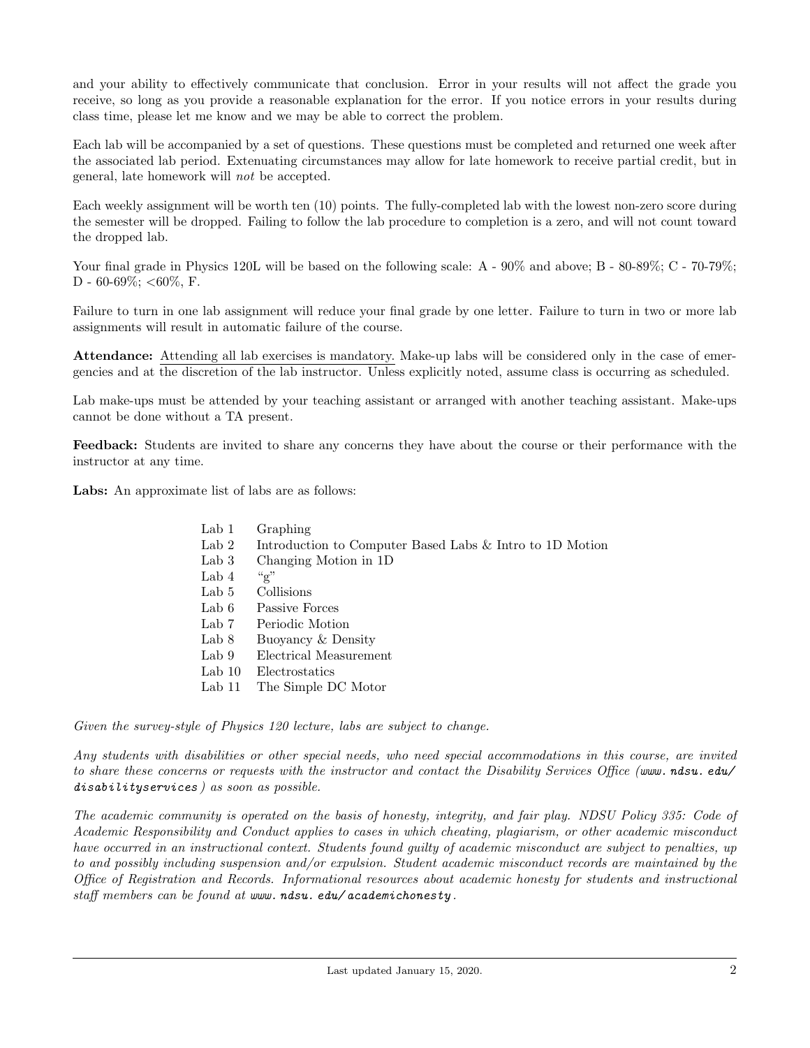and your ability to effectively communicate that conclusion. Error in your results will not affect the grade you receive, so long as you provide a reasonable explanation for the error. If you notice errors in your results during class time, please let me know and we may be able to correct the problem.

Each lab will be accompanied by a set of questions. These questions must be completed and returned one week after the associated lab period. Extenuating circumstances may allow for late homework to receive partial credit, but in general, late homework will *not* be accepted.

Each weekly assignment will be worth ten (10) points. The fully-completed lab with the lowest non-zero score during the semester will be dropped. Failing to follow the lab procedure to completion is a zero, and will not count toward the dropped lab.

Your final grade in Physics 120L will be based on the following scale: A - 90% and above; B - 80-89%; C - 70-79%; D - 60-69%; <60%, F.

Failure to turn in one lab assignment will reduce your final grade by one letter. Failure to turn in two or more lab assignments will result in automatic failure of the course.

**Attendance:** Attending all lab exercises is mandatory. Make-up labs will be considered only in the case of emergencies and at the discretion of the lab instructor. Unless explicitly noted, assume class is occurring as scheduled.

Lab make-ups must be attended by your teaching assistant or arranged with another teaching assistant. Make-ups cannot be done without a TA present.

**Feedback:** Students are invited to share any concerns they have about the course or their performance with the instructor at any time.

**Labs:** An approximate list of labs are as follows:

| | |
|---|---|
| Lab 1 | Graphing |
| Lab 2 | Introduction to Computer Based Labs & Intro to 1D Motion |
| Lab 3 | Changing Motion in 1D |
| Lab 4 | "g" |
| Lab 5 | Collisions |
| Lab 6 | Passive Forces |
| Lab 7 | Periodic Motion |
| Lab 8 | Buoyancy & Density |
| Lab 9 | Electrical Measurement |
| Lab 10 | Electrostatics |
| Lab 11 | The Simple DC Motor |

*Given the survey-style of Physics 120 lecture, labs are subject to change.*

*Any students with disabilities or other special needs, who need special accommodations in this course, are invited to share these concerns or requests with the instructor and contact the Disability Services Office (www.ndsu.edu/disabilityservices) as soon as possible.*

*The academic community is operated on the basis of honesty, integrity, and fair play. NDSU Policy 335: Code of Academic Responsibility and Conduct applies to cases in which cheating, plagiarism, or other academic misconduct have occurred in an instructional context. Students found guilty of academic misconduct are subject to penalties, up to and possibly including suspension and/or expulsion. Student academic misconduct records are maintained by the Office of Registration and Records. Informational resources about academic honesty for students and instructional staff members can be found at www.ndsu.edu/academichonesty.*

Last updated January 15, 2020.